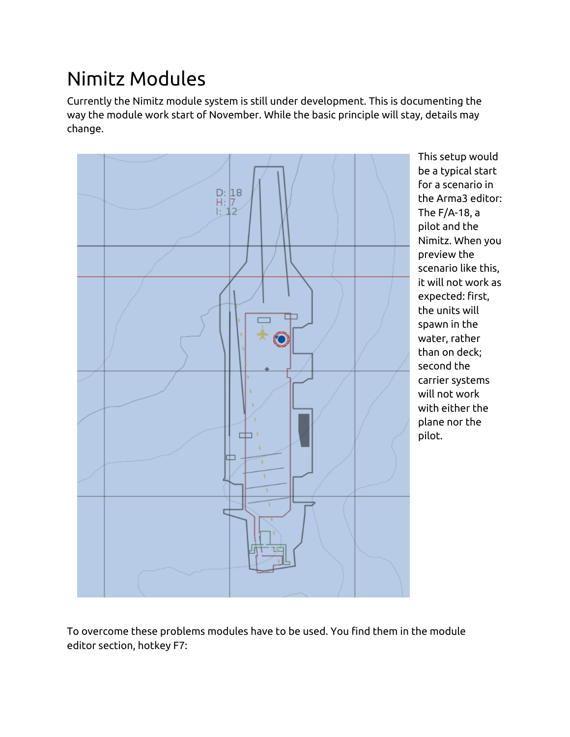# Nimitz Modules

Currently the Nimitz module system is still under development. This is documenting the way the module work start of November. While the basic principle will stay, details may change.

This setup would be a typical start for a scenario in the Arma3 editor: The F/A-18, a pilot and the Nimitz. When you preview the scenario like this, it will not work as expected: first, the units will spawn in the water, rather than on deck; second the carrier systems will not work with either the plane nor the pilot.

To overcome these problems modules have to be used. You find them in the module editor section, hotkey F7: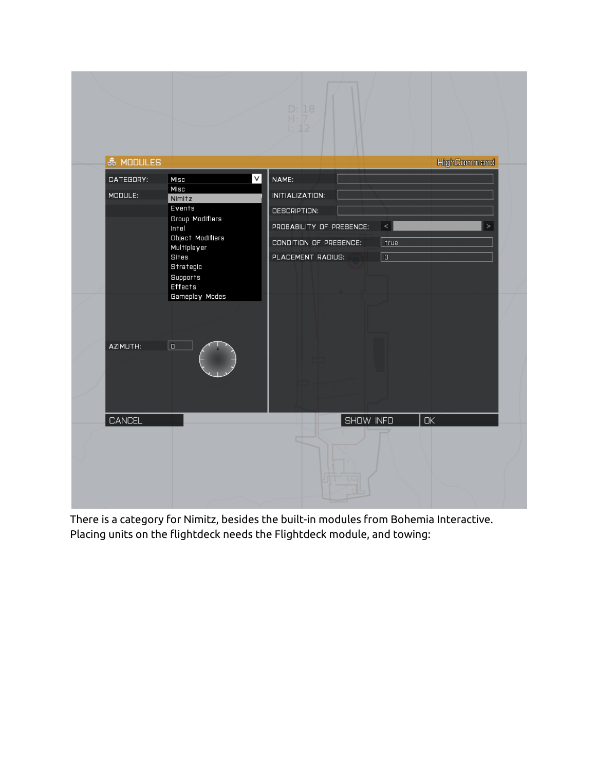There is a category for Nimitz, besides the built-in modules from Bohemia Interactive. Placing units on the flightdeck needs the Flightdeck module, and towing: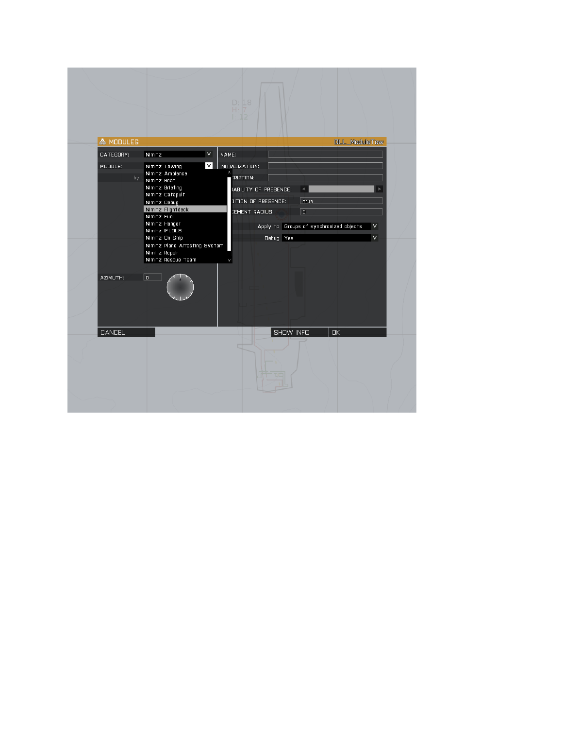MODULES — DLL_ModuleTow

CATEGORY: Nimitz

MODULE: Nimitz Towing

- Nimitz Amblance
- Nimitz Boat
- Nimitz Briefing
- Nimitz Catapult
- Nimitz Debug
- Nimitz Flightdeck
- Nimitz Fuel
- Nimitz Hanger
- Nimitz IFLOLS
- Nimitz On Ship
- Nimitz Plane Arresting System
- Nimitz Repair
- Nimitz Rescue Team

AZIMUTH: 0

NAME:

INITIALIZATION:

DESCRIPTION:

PROBABILITY OF PRESENCE:

CONDITION OF PRESENCE: true

PLACEMENT RADIUS: 0

Apply to: Groups of synchronized objects

Debug: Yes

CANCEL | SHOW INFO | OK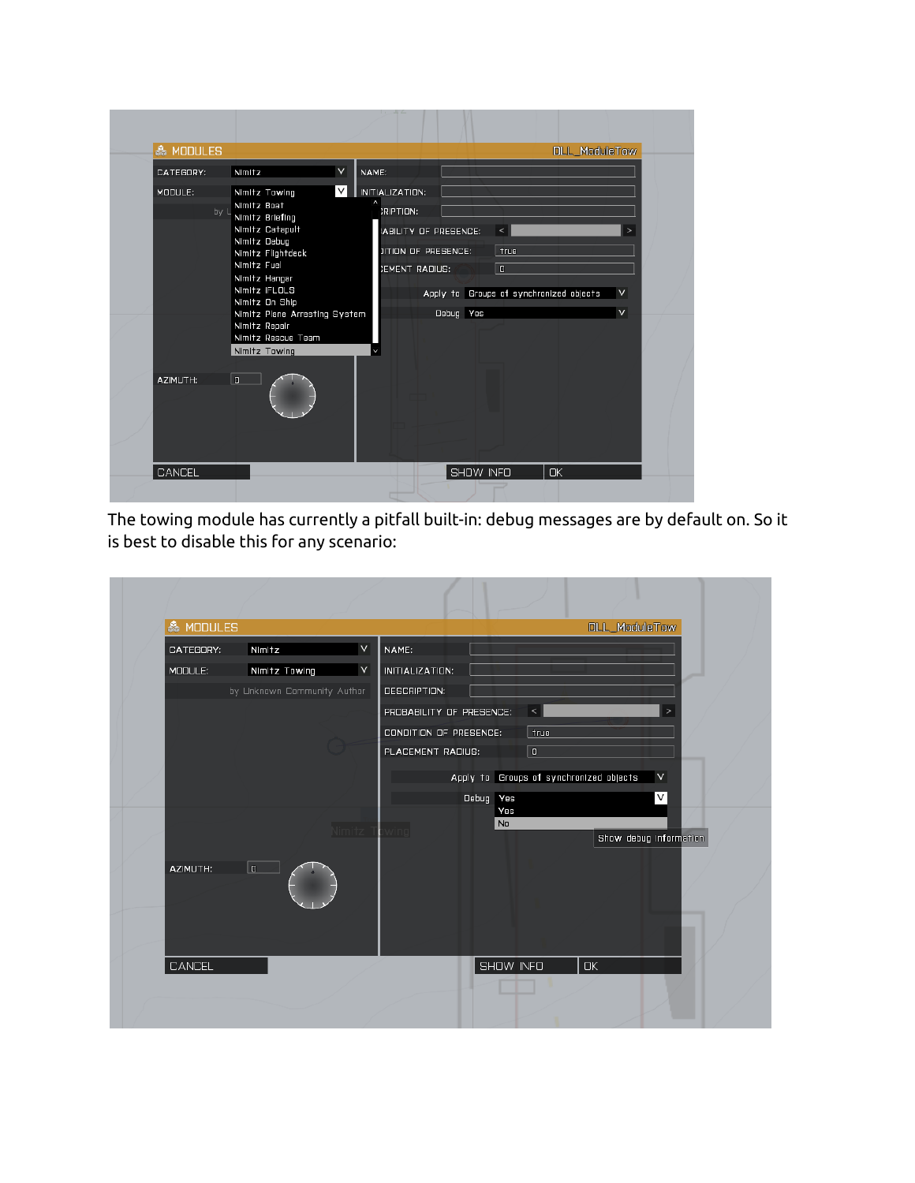The towing module has currently a pitfall built-in: debug messages are by default on. So it is best to disable this for any scenario: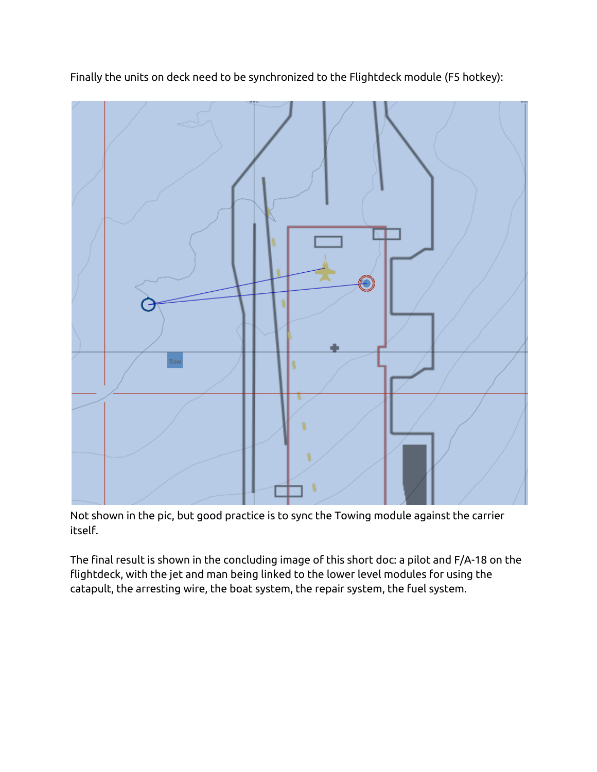Finally the units on deck need to be synchronized to the Flightdeck module (F5 hotkey):

Not shown in the pic, but good practice is to sync the Towing module against the carrier itself.

The final result is shown in the concluding image of this short doc: a pilot and F/A-18 on the flightdeck, with the jet and man being linked to the lower level modules for using the catapult, the arresting wire, the boat system, the repair system, the fuel system.